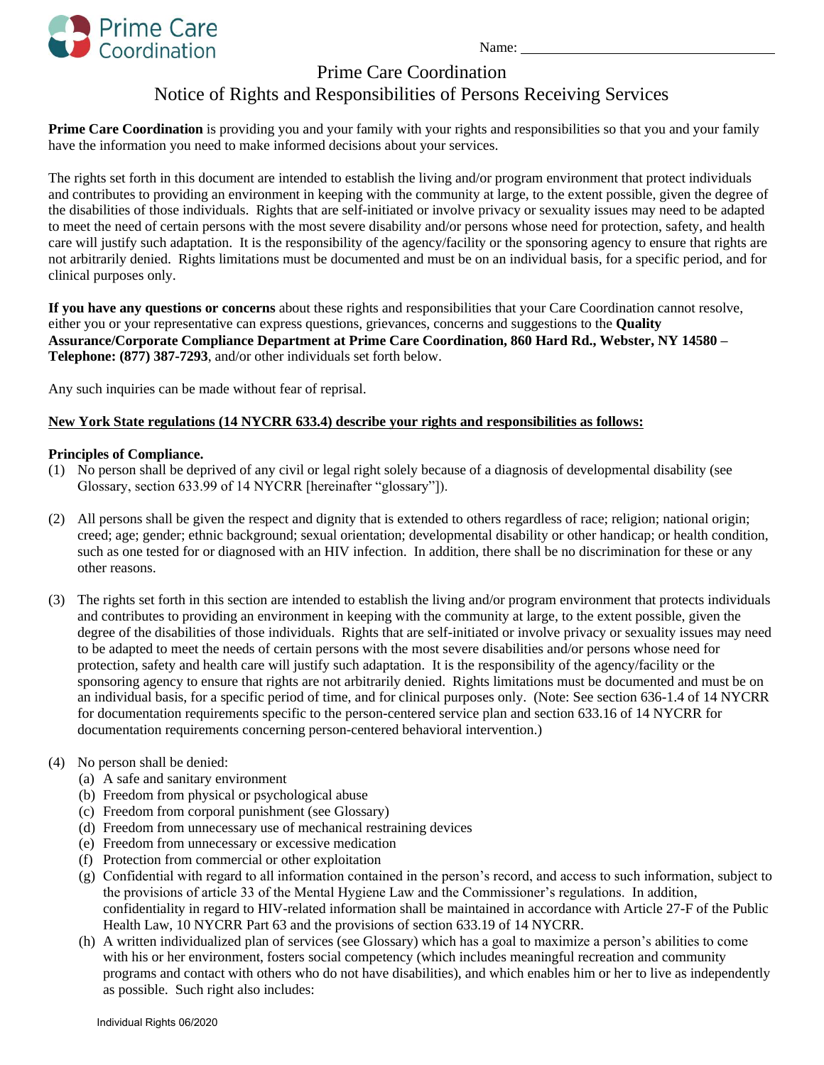Prime Care Coordination

Name: ____________________

# Prime Care Coordination

## Notice of Rights and Responsibilities of Persons Receiving Services

**Prime Care Coordination** is providing you and your family with your rights and responsibilities so that you and your family have the information you need to make informed decisions about your services.

The rights set forth in this document are intended to establish the living and/or program environment that protect individuals and contributes to providing an environment in keeping with the community at large, to the extent possible, given the degree of the disabilities of those individuals. Rights that are self-initiated or involve privacy or sexuality issues may need to be adapted to meet the need of certain persons with the most severe disability and/or persons whose need for protection, safety, and health care will justify such adaptation. It is the responsibility of the agency/facility or the sponsoring agency to ensure that rights are not arbitrarily denied. Rights limitations must be documented and must be on an individual basis, for a specific period, and for clinical purposes only.

**If you have any questions or concerns** about these rights and responsibilities that your Care Coordination cannot resolve, either you or your representative can express questions, grievances, concerns and suggestions to the **Quality Assurance/Corporate Compliance Department at Prime Care Coordination, 860 Hard Rd., Webster, NY 14580 – Telephone: (877) 387-7293**, and/or other individuals set forth below.

Any such inquiries can be made without fear of reprisal.

**New York State regulations (14 NYCRR 633.4) describe your rights and responsibilities as follows:**

**Principles of Compliance.**

(1) No person shall be deprived of any civil or legal right solely because of a diagnosis of developmental disability (see Glossary, section 633.99 of 14 NYCRR [hereinafter "glossary"]).

(2) All persons shall be given the respect and dignity that is extended to others regardless of race; religion; national origin; creed; age; gender; ethnic background; sexual orientation; developmental disability or other handicap; or health condition, such as one tested for or diagnosed with an HIV infection. In addition, there shall be no discrimination for these or any other reasons.

(3) The rights set forth in this section are intended to establish the living and/or program environment that protects individuals and contributes to providing an environment in keeping with the community at large, to the extent possible, given the degree of the disabilities of those individuals. Rights that are self-initiated or involve privacy or sexuality issues may need to be adapted to meet the needs of certain persons with the most severe disabilities and/or persons whose need for protection, safety and health care will justify such adaptation. It is the responsibility of the agency/facility or the sponsoring agency to ensure that rights are not arbitrarily denied. Rights limitations must be documented and must be on an individual basis, for a specific period of time, and for clinical purposes only. (Note: See section 636-1.4 of 14 NYCRR for documentation requirements specific to the person-centered service plan and section 633.16 of 14 NYCRR for documentation requirements concerning person-centered behavioral intervention.)

(4) No person shall be denied:
   (a) A safe and sanitary environment
   (b) Freedom from physical or psychological abuse
   (c) Freedom from corporal punishment (see Glossary)
   (d) Freedom from unnecessary use of mechanical restraining devices
   (e) Freedom from unnecessary or excessive medication
   (f) Protection from commercial or other exploitation
   (g) Confidential with regard to all information contained in the person's record, and access to such information, subject to the provisions of article 33 of the Mental Hygiene Law and the Commissioner's regulations. In addition, confidentiality in regard to HIV-related information shall be maintained in accordance with Article 27-F of the Public Health Law, 10 NYCRR Part 63 and the provisions of section 633.19 of 14 NYCRR.
   (h) A written individualized plan of services (see Glossary) which has a goal to maximize a person's abilities to come with his or her environment, fosters social competency (which includes meaningful recreation and community programs and contact with others who do not have disabilities), and which enables him or her to live as independently as possible. Such right also includes: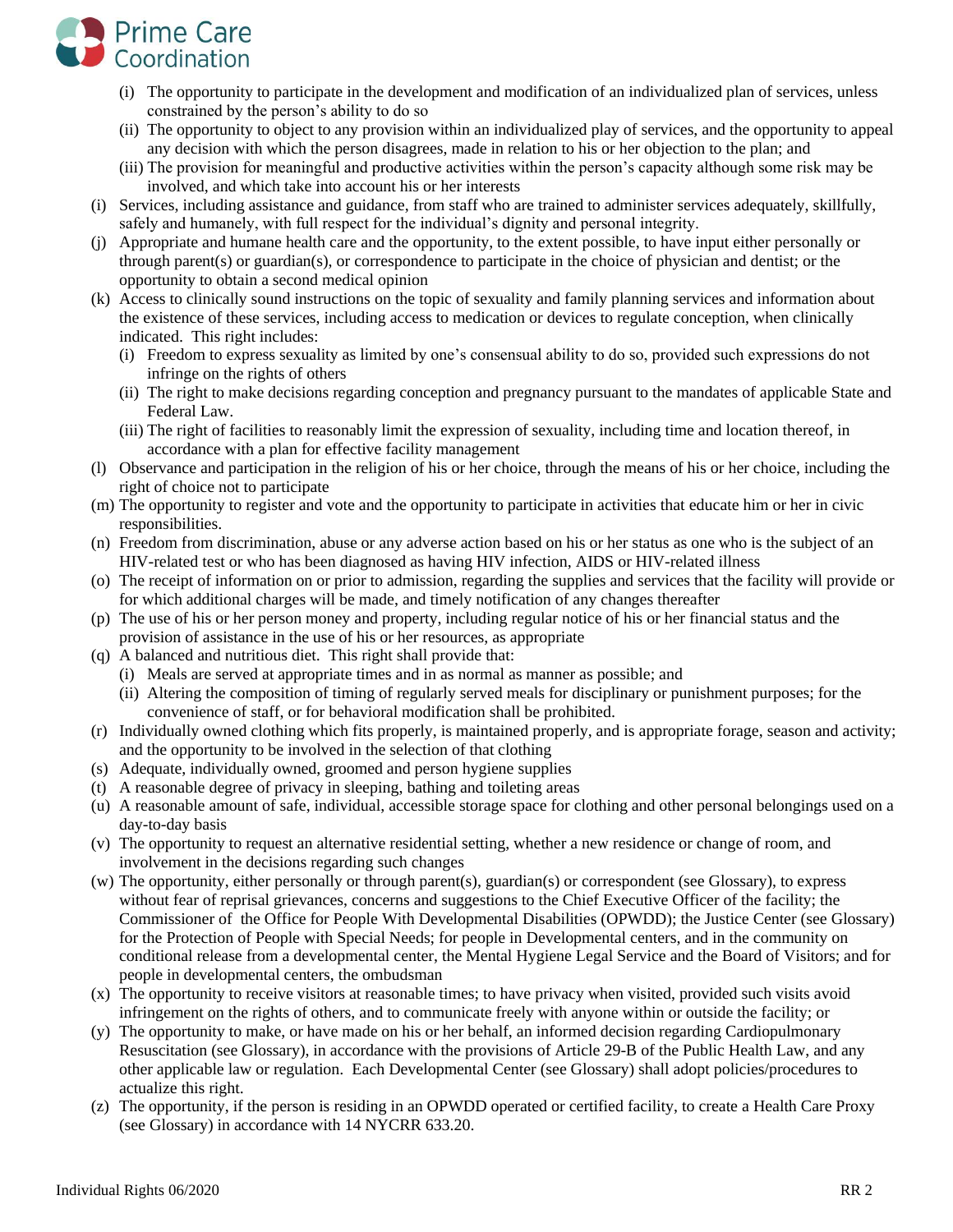- (i) The opportunity to participate in the development and modification of an individualized plan of services, unless constrained by the person's ability to do so
  - (ii) The opportunity to object to any provision within an individualized play of services, and the opportunity to appeal any decision with which the person disagrees, made in relation to his or her objection to the plan; and
  - (iii) The provision for meaningful and productive activities within the person's capacity although some risk may be involved, and which take into account his or her interests

(i) Services, including assistance and guidance, from staff who are trained to administer services adequately, skillfully, safely and humanely, with full respect for the individual's dignity and personal integrity.

(j) Appropriate and humane health care and the opportunity, to the extent possible, to have input either personally or through parent(s) or guardian(s), or correspondence to participate in the choice of physician and dentist; or the opportunity to obtain a second medical opinion

(k) Access to clinically sound instructions on the topic of sexuality and family planning services and information about the existence of these services, including access to medication or devices to regulate conception, when clinically indicated. This right includes:

- (i) Freedom to express sexuality as limited by one's consensual ability to do so, provided such expressions do not infringe on the rights of others
- (ii) The right to make decisions regarding conception and pregnancy pursuant to the mandates of applicable State and Federal Law.
- (iii) The right of facilities to reasonably limit the expression of sexuality, including time and location thereof, in accordance with a plan for effective facility management

(l) Observance and participation in the religion of his or her choice, through the means of his or her choice, including the right of choice not to participate

(m) The opportunity to register and vote and the opportunity to participate in activities that educate him or her in civic responsibilities.

(n) Freedom from discrimination, abuse or any adverse action based on his or her status as one who is the subject of an HIV-related test or who has been diagnosed as having HIV infection, AIDS or HIV-related illness

(o) The receipt of information on or prior to admission, regarding the supplies and services that the facility will provide or for which additional charges will be made, and timely notification of any changes thereafter

(p) The use of his or her person money and property, including regular notice of his or her financial status and the provision of assistance in the use of his or her resources, as appropriate

(q) A balanced and nutritious diet. This right shall provide that:

- (i) Meals are served at appropriate times and in as manner as possible; and
- (ii) Altering the composition of timing of regularly served meals for disciplinary or punishment purposes; for the convenience of staff, or for behavioral modification shall be prohibited.

(r) Individually owned clothing which fits properly, is maintained properly, and is appropriate forage, season and activity; and the opportunity to be involved in the selection of that clothing

(s) Adequate, individually owned, groomed and person hygiene supplies

(t) A reasonable degree of privacy in sleeping, bathing and toileting areas

(u) A reasonable amount of safe, individual, accessible storage space for clothing and other personal belongings used on a day-to-day basis

(v) The opportunity to request an alternative residential setting, whether a new residence or change of room, and involvement in the decisions regarding such changes

(w) The opportunity, either personally or through parent(s), guardian(s) or correspondent (see Glossary), to express without fear of reprisal grievances, concerns and suggestions to the Chief Executive Officer of the facility; the Commissioner of the Office for People With Developmental Disabilities (OPWDD); the Justice Center (see Glossary) for the Protection of People with Special Needs; for people in Developmental centers, and in the community on conditional release from a developmental center, the Mental Hygiene Legal Service and the Board of Visitors; and for people in developmental centers, the ombudsman

(x) The opportunity to receive visitors at reasonable times; to have privacy when visited, provided such visits avoid infringement on the rights of others, and to communicate freely with anyone within or outside the facility; or

(y) The opportunity to make, or have made on his or her behalf, an informed decision regarding Cardiopulmonary Resuscitation (see Glossary), in accordance with the provisions of Article 29-B of the Public Health Law, and any other applicable law or regulation. Each Developmental Center (see Glossary) shall adopt policies/procedures to actualize this right.

(z) The opportunity, if the person is residing in an OPWDD operated or certified facility, to create a Health Care Proxy (see Glossary) in accordance with 14 NYCRR 633.20.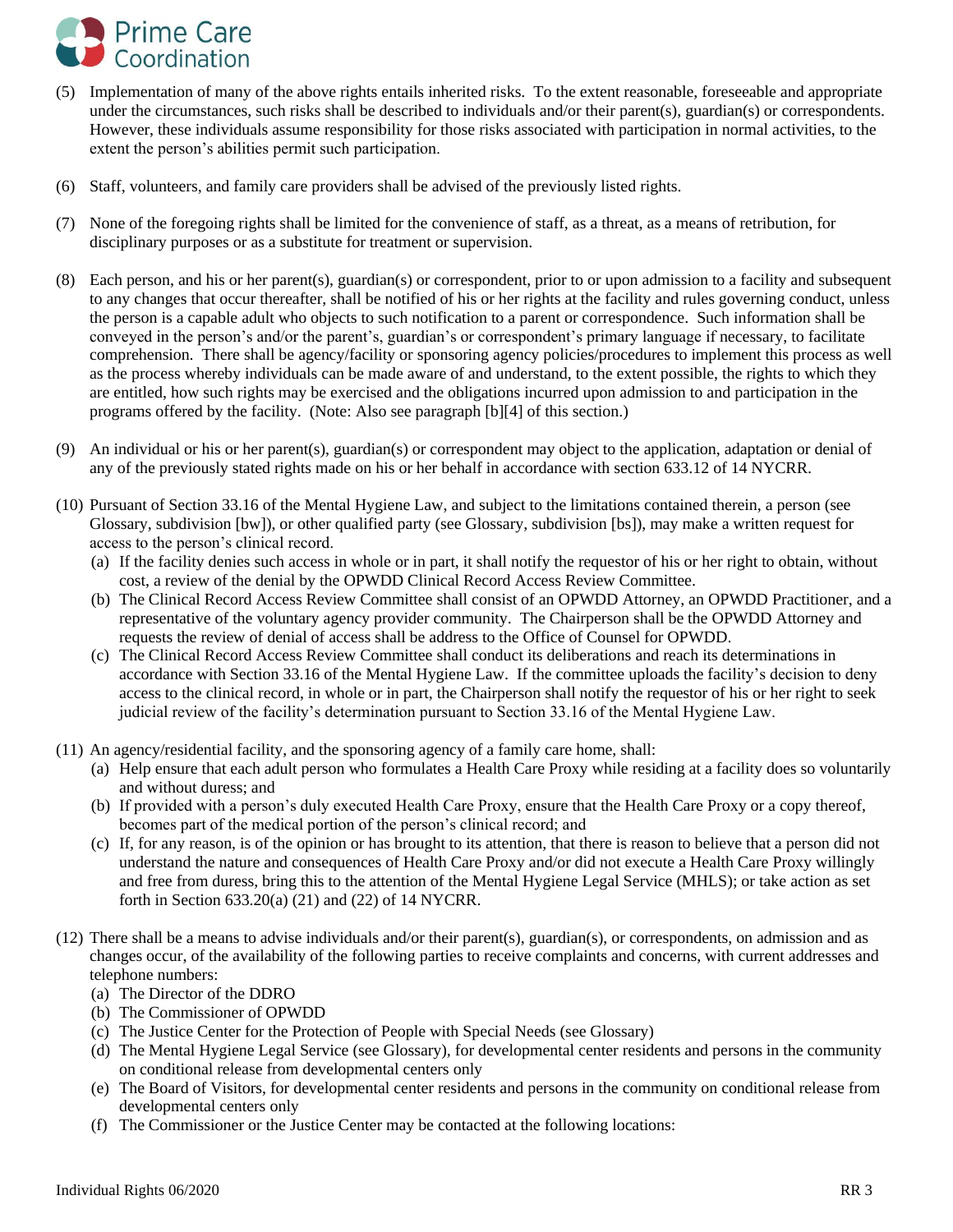(5) Implementation of many of the above rights entails inherited risks. To the extent reasonable, foreseeable and appropriate under the circumstances, such risks shall be described to individuals and/or their parent(s), guardian(s) or correspondents. However, these individuals assume responsibility for those risks associated with participation in normal activities, to the extent the person's abilities permit such participation.

(6) Staff, volunteers, and family care providers shall be advised of the previously listed rights.

(7) None of the foregoing rights shall be limited for the convenience of staff, as a threat, as a means of retribution, for disciplinary purposes or as a substitute for treatment or supervision.

(8) Each person, and his or her parent(s), guardian(s) or correspondent, prior to or upon admission to a facility and subsequent to any changes that occur thereafter, shall be notified of his or her rights at the facility and rules governing conduct, unless the person is a capable adult who objects to such notification to a parent or correspondence. Such information shall be conveyed in the person's and/or the parent's, guardian's or correspondent's primary language if necessary, to facilitate comprehension. There shall be agency/facility or sponsoring agency policies/procedures to implement this process as well as the process whereby individuals can be made aware of and understand, to the extent possible, the rights to which they are entitled, how such rights may be exercised and the obligations incurred upon admission to and participation in the programs offered by the facility. (Note: Also see paragraph [b][4] of this section.)

(9) An individual or his or her parent(s), guardian(s) or correspondent may object to the application, adaptation or denial of any of the previously stated rights made on his or her behalf in accordance with section 633.12 of 14 NYCRR.

(10) Pursuant of Section 33.16 of the Mental Hygiene Law, and subject to the limitations contained therein, a person (see Glossary, subdivision [bw]), or other qualified party (see Glossary, subdivision [bs]), may make a written request for access to the person's clinical record.
   - (a) If the facility denies such access in whole or in part, it shall notify the requestor of his or her right to obtain, without cost, a review of the denial by the OPWDD Clinical Record Access Review Committee.
   - (b) The Clinical Record Access Review Committee shall consist of an OPWDD Attorney, an OPWDD Practitioner, and a representative of the voluntary agency provider community. The Chairperson shall be the OPWDD Attorney and requests the review of denial of access shall be address to the Office of Counsel for OPWDD.
   - (c) The Clinical Record Access Review Committee shall conduct its deliberations and reach its determinations in accordance with Section 33.16 of the Mental Hygiene Law. If the committee uploads the facility's decision to deny access to the clinical record, in whole or in part, the Chairperson shall notify the requestor of his or her right to seek judicial review of the facility's determination pursuant to Section 33.16 of the Mental Hygiene Law.

(11) An agency/residential facility, and the sponsoring agency of a family care home, shall:
   - (a) Help ensure that each adult person who formulates a Health Care Proxy while residing at a facility does so voluntarily and without duress; and
   - (b) If provided with a person's duly executed Health Care Proxy, ensure that the Health Care Proxy or a copy thereof, becomes part of the medical portion of the person's clinical record; and
   - (c) If, for any reason, is of the opinion or has brought to its attention, that there is reason to believe that a person did not understand the nature and consequences of Health Care Proxy and/or did not execute a Health Care Proxy willingly and free from duress, bring this to the attention of the Mental Hygiene Legal Service (MHLS); or take action as set forth in Section 633.20(a) (21) and (22) of 14 NYCRR.

(12) There shall be a means to advise individuals and/or their parent(s), guardian(s), or correspondents, on admission and as changes occur, of the availability of the following parties to receive complaints and concerns, with current addresses and telephone numbers:
   - (a) The Director of the DDRO
   - (b) The Commissioner of OPWDD
   - (c) The Justice Center for the Protection of People with Special Needs (see Glossary)
   - (d) The Mental Hygiene Legal Service (see Glossary), for developmental center residents and persons in the community on conditional release from developmental centers only
   - (e) The Board of Visitors, for developmental center residents and persons in the community on conditional release from developmental centers only
   - (f) The Commissioner or the Justice Center may be contacted at the following locations: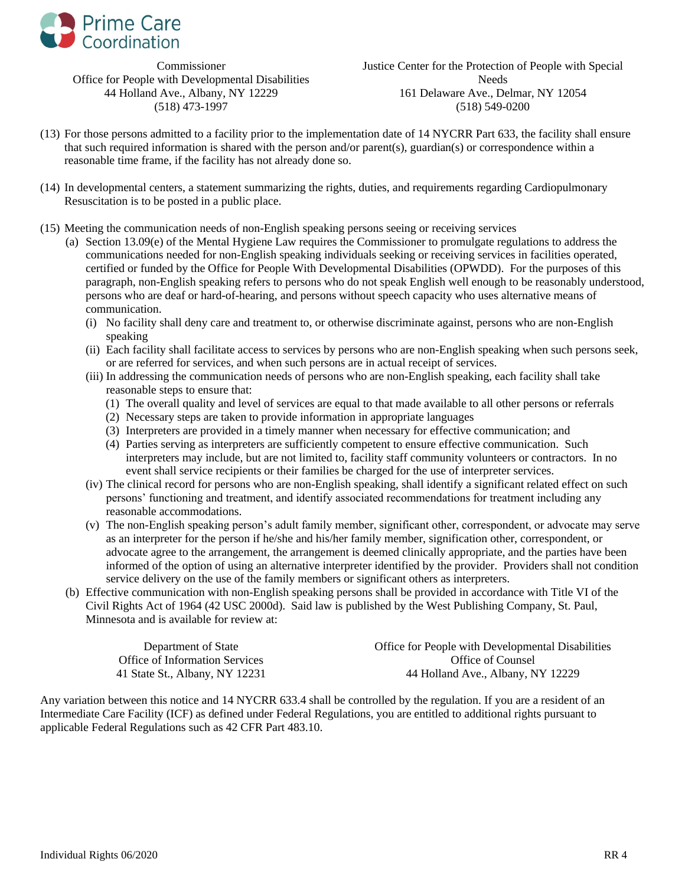Commissioner
Office for People with Developmental Disabilities
44 Holland Ave., Albany, NY 12229
(518) 473-1997

Justice Center for the Protection of People with Special Needs
161 Delaware Ave., Delmar, NY 12054
(518) 549-0200

(13) For those persons admitted to a facility prior to the implementation date of 14 NYCRR Part 633, the facility shall ensure that such required information is shared with the person and/or parent(s), guardian(s) or correspondence within a reasonable time frame, if the facility has not already done so.

(14) In developmental centers, a statement summarizing the rights, duties, and requirements regarding Cardiopulmonary Resuscitation is to be posted in a public place.

(15) Meeting the communication needs of non-English speaking persons seeing or receiving services

- (a) Section 13.09(e) of the Mental Hygiene Law requires the Commissioner to promulgate regulations to address the communications needed for non-English speaking individuals seeking or receiving services in facilities operated, certified or funded by the Office for People With Developmental Disabilities (OPWDD). For the purposes of this paragraph, non-English speaking refers to persons who do not speak English well enough to be reasonably understood, persons who are deaf or hard-of-hearing, and persons without speech capacity who uses alternative means of communication.
  - (i) No facility shall deny care and treatment to, or otherwise discriminate against, persons who are non-English speaking
  - (ii) Each facility shall facilitate access to services by persons who are non-English speaking when such persons seek, or are referred for services, and when such persons are in actual receipt of services.
  - (iii) In addressing the communication needs of persons who are non-English speaking, each facility shall take reasonable steps to ensure that:
    - (1) The overall quality and level of services are equal to that made available to all other persons or referrals
    - (2) Necessary steps are taken to provide information in appropriate languages
    - (3) Interpreters are provided in a timely manner when necessary for effective communication; and
    - (4) Parties serving as interpreters are sufficiently competent to ensure effective communication. Such interpreters may include, but are not limited to, facility staff community volunteers or contractors. In no event shall service recipients or their families be charged for the use of interpreter services.
  - (iv) The clinical record for persons who are non-English speaking, shall identify a significant related effect on such persons' functioning and treatment, and identify associated recommendations for treatment including any reasonable accommodations.
  - (v) The non-English speaking person's adult family member, significant other, correspondent, or advocate may serve as an interpreter for the person if he/she and his/her family member, signification other, correspondent, or advocate agree to the arrangement, the arrangement is deemed clinically appropriate, and the parties have been informed of the option of using an alternative interpreter identified by the provider. Providers shall not condition service delivery on the use of the family members or significant others as interpreters.
- (b) Effective communication with non-English speaking persons shall be provided in accordance with Title VI of the Civil Rights Act of 1964 (42 USC 2000d). Said law is published by the West Publishing Company, St. Paul, Minnesota and is available for review at:

Department of State
Office of Information Services
41 State St., Albany, NY 12231

Office for People with Developmental Disabilities
Office of Counsel
44 Holland Ave., Albany, NY 12229

Any variation between this notice and 14 NYCRR 633.4 shall be controlled by the regulation. If you are a resident of an Intermediate Care Facility (ICF) as defined under Federal Regulations, you are entitled to additional rights pursuant to applicable Federal Regulations such as 42 CFR Part 483.10.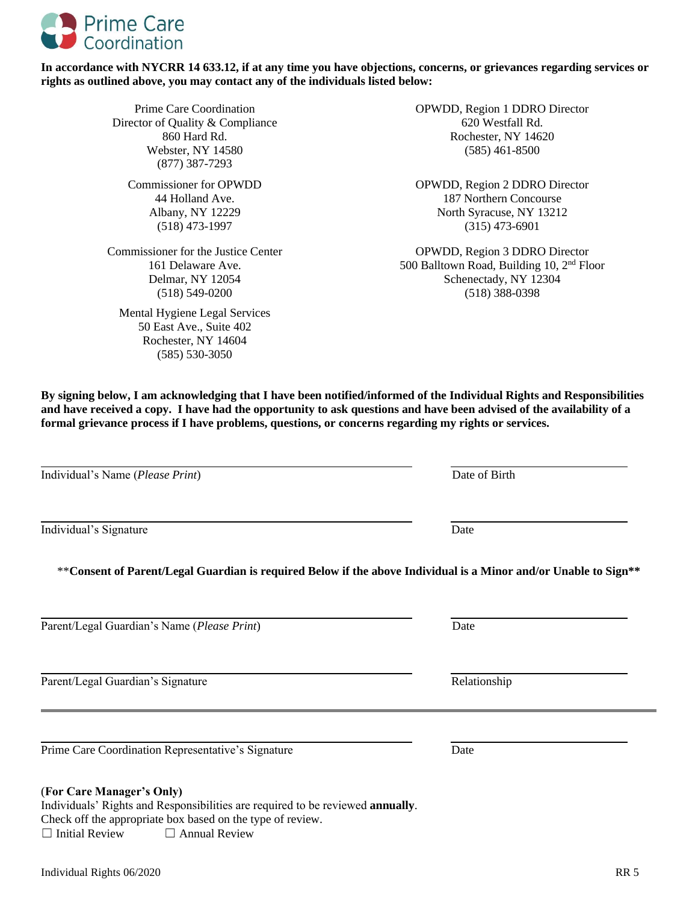Prime Care Coordination

**In accordance with NYCRR 14 633.12, if at any time you have objections, concerns, or grievances regarding services or rights as outlined above, you may contact any of the individuals listed below:**

Prime Care Coordination
Director of Quality & Compliance
860 Hard Rd.
Webster, NY 14580
(877) 387-7293

Commissioner for OPWDD
44 Holland Ave.
Albany, NY 12229
(518) 473-1997

Commissioner for the Justice Center
161 Delaware Ave.
Delmar, NY 12054
(518) 549-0200

Mental Hygiene Legal Services
50 East Ave., Suite 402
Rochester, NY 14604
(585) 530-3050

OPWDD, Region 1 DDRO Director
620 Westfall Rd.
Rochester, NY 14620
(585) 461-8500

OPWDD, Region 2 DDRO Director
187 Northern Concourse
North Syracuse, NY 13212
(315) 473-6901

OPWDD, Region 3 DDRO Director
500 Balltown Road, Building 10, 2nd Floor
Schenectady, NY 12304
(518) 388-0398

**By signing below, I am acknowledging that I have been notified/informed of the Individual Rights and Responsibilities and have received a copy. I have had the opportunity to ask questions and have been advised of the availability of a formal grievance process if I have problems, questions, or concerns regarding my rights or services.**

Individual's Name (*Please Print*) ____________________ Date of Birth ____________________

Individual's Signature ____________________ Date ____________________

\*\***Consent of Parent/Legal Guardian is required Below if the above Individual is a Minor and/or Unable to Sign\*\***

Parent/Legal Guardian's Name (*Please Print*) ____________________ Date ____________________

Parent/Legal Guardian's Signature ____________________ Relationship ____________________

---

Prime Care Coordination Representative's Signature ____________________ Date ____________________

(**For Care Manager's Only**)
Individuals' Rights and Responsibilities are required to be reviewed **annually**.
Check off the appropriate box based on the type of review.
☐ Initial Review ☐ Annual Review

Individual Rights 06/2020